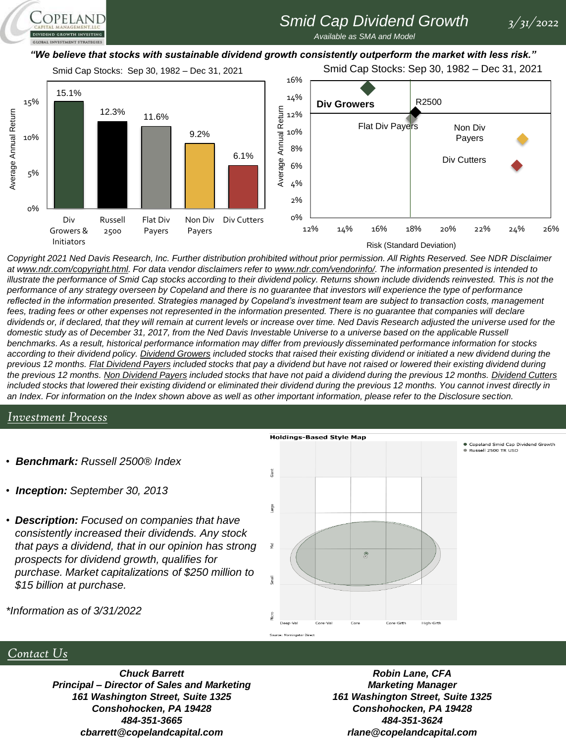# Smid Cap Dividend Growth

3/31/2022

*Available as SMA and Model*

***"We believe that stocks with sustainable dividend growth consistently outperform the market with less risk."***

Smid Cap Stocks: Sep 30, 1982 – Dec 31, 2021

| | Average Annual Return |
|---|---|
| Div Growers & Initiators | 15.1% |
| Russell 2500 | 12.3% |
| Flat Div Payers | 11.6% |
| Non Div Payers | 9.2% |
| Div Cutters | 6.1% |

Smid Cap Stocks: Sep 30, 1982 – Dec 31, 2021

(Average Annual Return vs. Risk (Standard Deviation): Div Growers, R2500, Flat Div Payers, Non Div Payers, Div Cutters)

*Copyright 2021 Ned Davis Research, Inc. Further distribution prohibited without prior permission. All Rights Reserved. See NDR Disclaimer at www.ndr.com/copyright.html. For data vendor disclaimers refer to www.ndr.com/vendorinfo/. The information presented is intended to illustrate the performance of Smid Cap stocks according to their dividend policy. Returns shown include dividends reinvested. This is not the performance of any strategy overseen by Copeland and there is no guarantee that investors will experience the type of performance reflected in the information presented. Strategies managed by Copeland's investment team are subject to transaction costs, management fees, trading fees or other expenses not represented in the information presented. There is no guarantee that companies will declare dividends or, if declared, that they will remain at current levels or increase over time. Ned Davis Research adjusted the universe used for the domestic study as of December 31, 2017, from the Ned Davis Investable Universe to a universe based on the applicable Russell benchmarks. As a result, historical performance information may differ from previously disseminated performance information for stocks according to their dividend policy. Dividend Growers included stocks that raised their existing dividend or initiated a new dividend during the previous 12 months. Flat Dividend Payers included stocks that pay a dividend but have not raised or lowered their existing dividend during the previous 12 months. Non Dividend Payers included stocks that have not paid a dividend during the previous 12 months. Dividend Cutters included stocks that lowered their existing dividend or eliminated their dividend during the previous 12 months. You cannot invest directly in an Index. For information on the Index shown above as well as other important information, please refer to the Disclosure section.*

## Investment Process

- ***Benchmark:*** *Russell 2500® Index*
- ***Inception:*** *September 30, 2013*
- ***Description:*** *Focused on companies that have consistently increased their dividends. Any stock that pays a dividend, that in our opinion has strong prospects for dividend growth, qualifies for purchase. Market capitalizations of $250 million to $15 billion at purchase.*

*\*Information as of 3/31/2022*

**Holdings-Based Style Map**

Copeland Smid Cap Dividend Growth; Russell 2500 TR USD

Source: Morningstar Direct

## Contact Us

***Chuck Barrett***
***Principal – Director of Sales and Marketing***
***161 Washington Street, Suite 1325***
***Conshohocken, PA 19428***
***484-351-3665***
***cbarrett@copelandcapital.com***

***Robin Lane, CFA***
***Marketing Manager***
***161 Washington Street, Suite 1325***
***Conshohocken, PA 19428***
***484-351-3624***
***rlane@copelandcapital.com***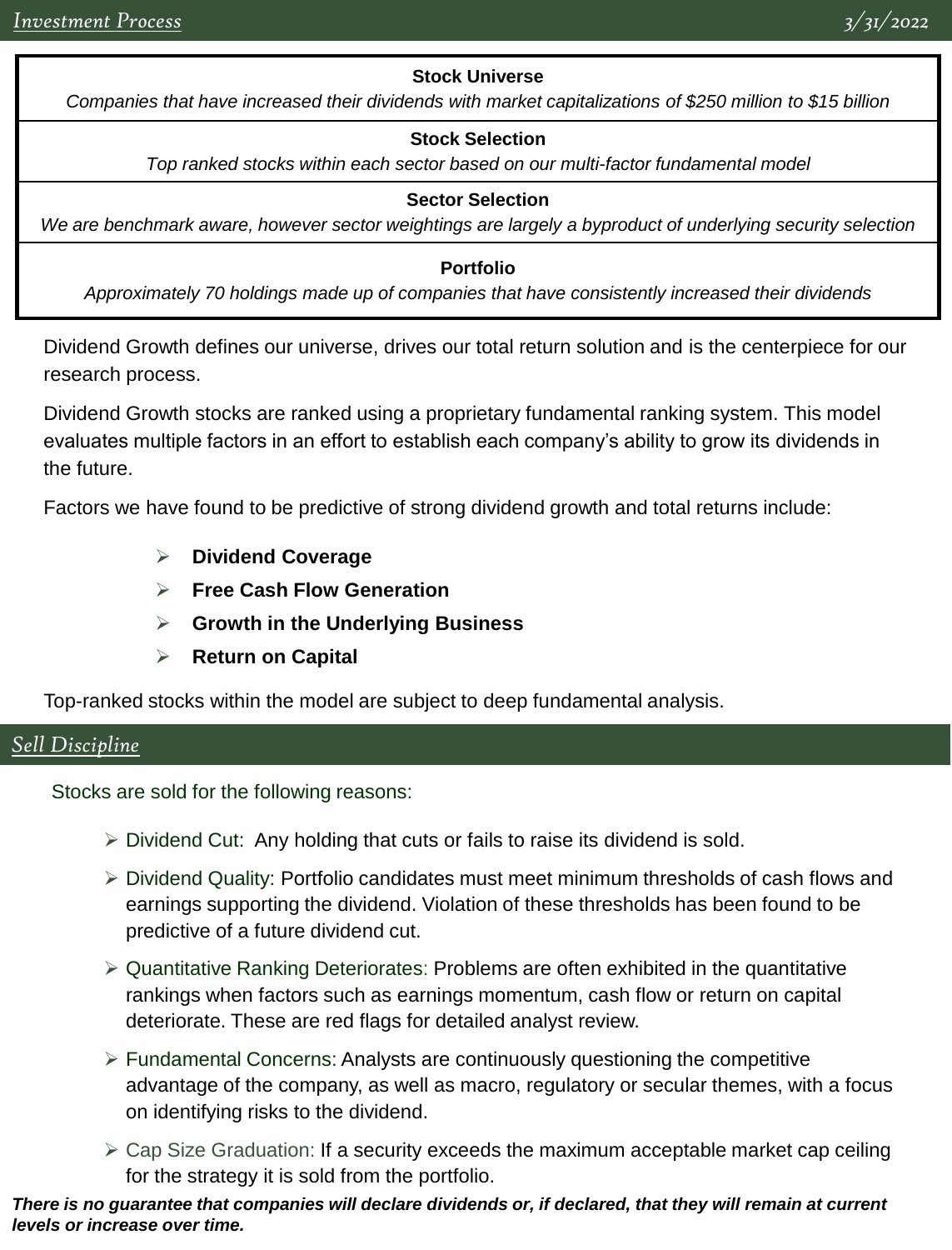## Investment Process

3/31/2022

| **Stock Universe** |
|---|
| *Companies that have increased their dividends with market capitalizations of $250 million to $15 billion* |
| **Stock Selection** |
| *Top ranked stocks within each sector based on our multi-factor fundamental model* |
| **Sector Selection** |
| *We are benchmark aware, however sector weightings are largely a byproduct of underlying security selection* |
| **Portfolio** |
| *Approximately 70 holdings made up of companies that have consistently increased their dividends* |

Dividend Growth defines our universe, drives our total return solution and is the centerpiece for our research process.

Dividend Growth stocks are ranked using a proprietary fundamental ranking system. This model evaluates multiple factors in an effort to establish each company's ability to grow its dividends in the future.

Factors we have found to be predictive of strong dividend growth and total returns include:

- **Dividend Coverage**
- **Free Cash Flow Generation**
- **Growth in the Underlying Business**
- **Return on Capital**

Top-ranked stocks within the model are subject to deep fundamental analysis.

## Sell Discipline

Stocks are sold for the following reasons:

- Dividend Cut: Any holding that cuts or fails to raise its dividend is sold.
- Dividend Quality: Portfolio candidates must meet minimum thresholds of cash flows and earnings supporting the dividend. Violation of these thresholds has been found to be predictive of a future dividend cut.
- Quantitative Ranking Deteriorates: Problems are often exhibited in the quantitative rankings when factors such as earnings momentum, cash flow or return on capital deteriorate. These are red flags for detailed analyst review.
- Fundamental Concerns: Analysts are continuously questioning the competitive advantage of the company, as well as macro, regulatory or secular themes, with a focus on identifying risks to the dividend.
- Cap Size Graduation: If a security exceeds the maximum acceptable market cap ceiling for the strategy it is sold from the portfolio.

***There is no guarantee that companies will declare dividends or, if declared, that they will remain at current levels or increase over time.***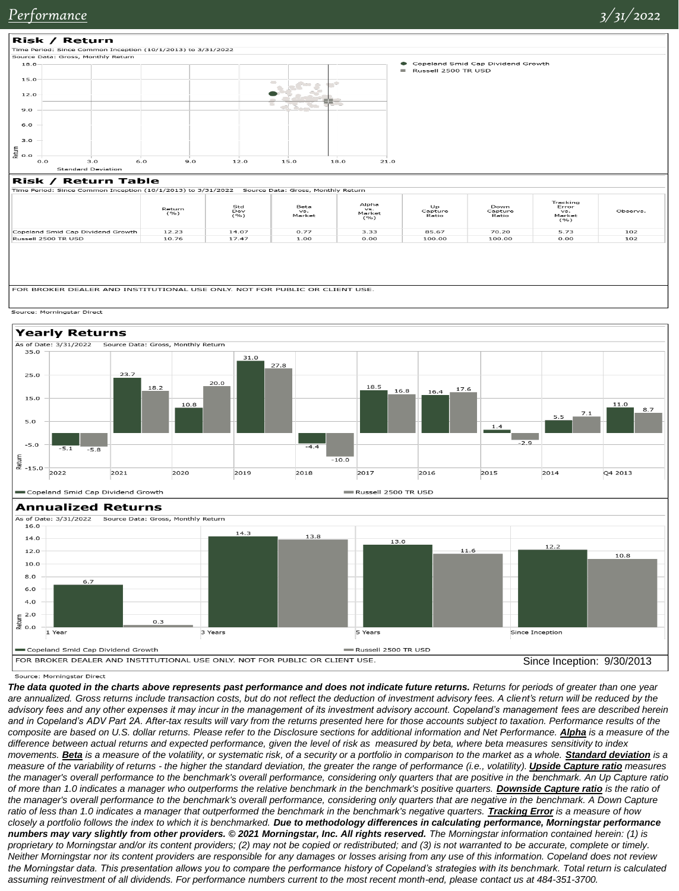## Performance

3/31/2022

### Risk / Return

Time Period: Since Common Inception (10/1/2013) to 3/31/2022

Source Data: Gross, Monthly Return

- Copeland Smid Cap Dividend Growth
- Russell 2500 TR USD

### Risk / Return Table

Time Period: Since Common Inception (10/1/2013) to 3/31/2022 Source Data: Gross, Monthly Return

| | Return (%) | Std Dev (%) | Beta vs. Market | Alpha vs. Market (%) | Up Capture Ratio | Down Capture Ratio | Tracking Error vs. Market (%) | Observs. |
|---|---|---|---|---|---|---|---|---|
| Copeland Smid Cap Dividend Growth | 12.23 | 14.07 | 0.77 | 3.33 | 85.67 | 70.20 | 5.73 | 102 |
| Russell 2500 TR USD | 10.76 | 17.47 | 1.00 | 0.00 | 100.00 | 100.00 | 0.00 | 102 |

FOR BROKER DEALER AND INSTITUTIONAL USE ONLY. NOT FOR PUBLIC OR CLIENT USE.

Source: Morningstar Direct

### Yearly Returns

As of Date: 3/31/2022 Source Data: Gross, Monthly Return

| | 2022 | 2021 | 2020 | 2019 | 2018 | 2017 | 2016 | 2015 | 2014 | Q4 2013 |
|---|---|---|---|---|---|---|---|---|---|---|
| Copeland Smid Cap Dividend Growth | -5.1 | 23.7 | 10.8 | 31.0 | -4.4 | 18.5 | 16.4 | 1.4 | 5.5 | 11.0 |
| Russell 2500 TR USD | -5.8 | 18.2 | 20.0 | 27.8 | -10.0 | 16.8 | 17.6 | -2.9 | 7.1 | 8.7 |

### Annualized Returns

As of Date: 3/31/2022 Source Data: Gross, Monthly Return

| | 1 Year | 3 Years | 5 Years | Since Inception |
|---|---|---|---|---|
| Copeland Smid Cap Dividend Growth | 6.7 | 14.3 | 13.0 | 12.2 |
| Russell 2500 TR USD | 0.3 | 13.8 | 11.6 | 10.8 |

FOR BROKER DEALER AND INSTITUTIONAL USE ONLY. NOT FOR PUBLIC OR CLIENT USE.

Since Inception: 9/30/2013

Source: Morningstar Direct

***The data quoted in the charts above represents past performance and does not indicate future returns.*** *Returns for periods of greater than one year are annualized. Gross returns include transaction costs, but do not reflect the deduction of investment advisory fees. A client's return will be reduced by the advisory fees and any other expenses it may incur in the management of its investment advisory account. Copeland's management fees are described herein and in Copeland's ADV Part 2A. After-tax results will vary from the returns presented here for those accounts subject to taxation. Performance results of the composite are based on U.S. dollar returns. Please refer to the Disclosure sections for additional information and Net Performance.* ***Alpha*** *is a measure of the difference between actual returns and expected performance, given the level of risk as measured by beta, where beta measures sensitivity to index movements.* ***Beta*** *is a measure of the volatility, or systematic risk, of a security or a portfolio in comparison to the market as a whole.* ***Standard deviation*** *is a measure of the variability of returns - the higher the standard deviation, the greater the range of performance (i.e., volatility).* ***Upside Capture ratio*** *measures the manager's overall performance to the benchmark's overall performance, considering only quarters that are positive in the benchmark. An Up Capture ratio of more than 1.0 indicates a manager who outperforms the relative benchmark in the benchmark's positive quarters.* ***Downside Capture ratio*** *is the ratio of the manager's overall performance to the benchmark's overall performance, considering only quarters that are negative in the benchmark. A Down Capture ratio of less than 1.0 indicates a manager that outperformed the benchmark in the benchmark's negative quarters.* ***Tracking Error*** *is a measure of how closely a portfolio follows the index to which it is benchmarked.* ***Due to methodology differences in calculating performance, Morningstar performance numbers may vary slightly from other providers. © 2021 Morningstar, Inc. All rights reserved.*** *The Morningstar information contained herein: (1) is proprietary to Morningstar and/or its content providers; (2) may not be copied or redistributed; and (3) is not warranted to be accurate, complete or timely. Neither Morningstar nor its content providers are responsible for any damages or losses arising from any use of this information. Copeland does not review the Morningstar data. This presentation allows you to compare the performance history of Copeland's strategies with its benchmark. Total return is calculated assuming reinvestment of all dividends. For performance numbers current to the most recent month-end, please contact us at 484-351-3700.*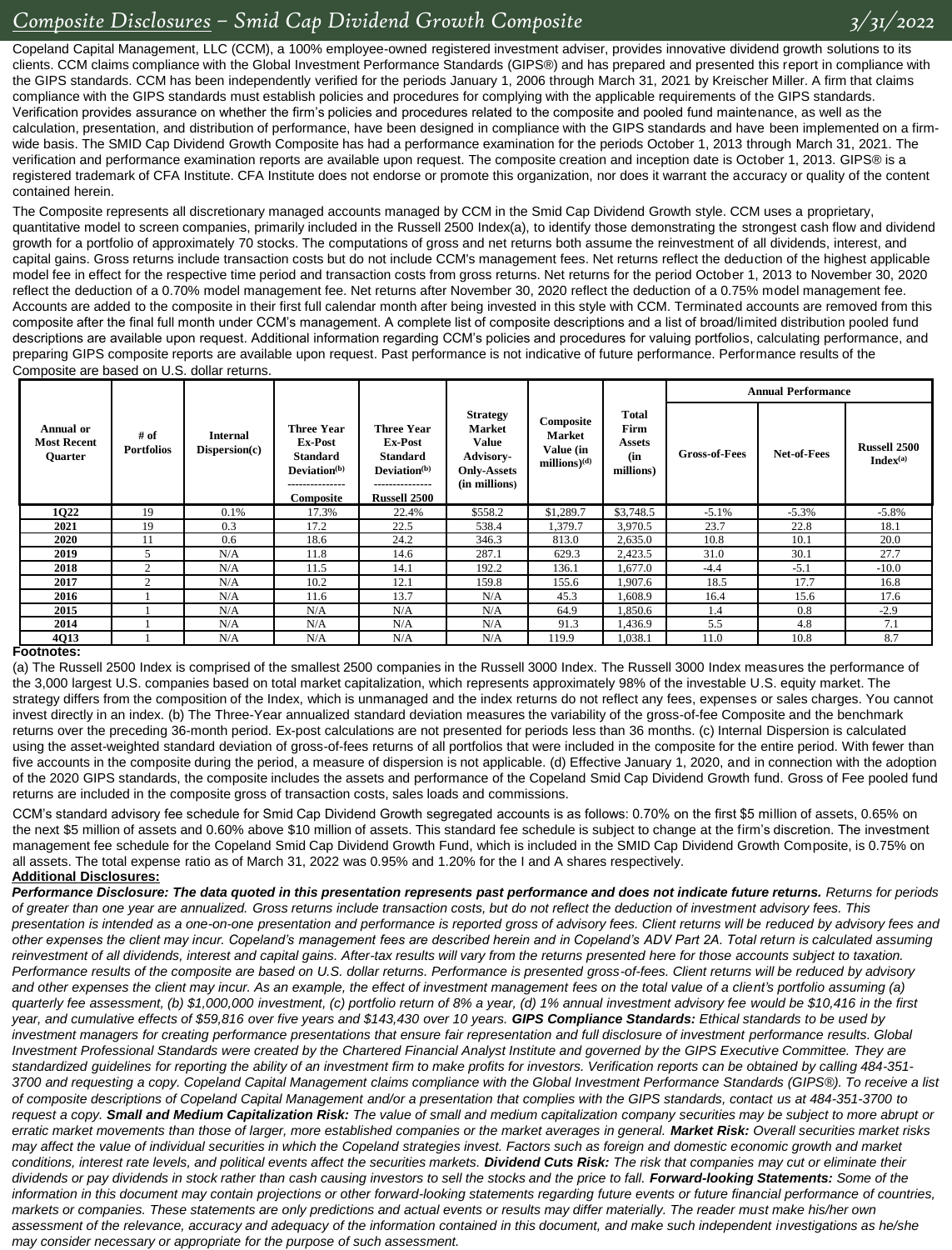# *Composite Disclosures – Smid Cap Dividend Growth Composite* *3/31/2022*

Copeland Capital Management, LLC (CCM), a 100% employee-owned registered investment adviser, provides innovative dividend growth solutions to its clients. CCM claims compliance with the Global Investment Performance Standards (GIPS®) and has prepared and presented this report in compliance with the GIPS standards. CCM has been independently verified for the periods January 1, 2006 through March 31, 2021 by Kreischer Miller. A firm that claims compliance with the GIPS standards must establish policies and procedures for complying with the applicable requirements of the GIPS standards. Verification provides assurance on whether the firm's policies and procedures related to the composite and pooled fund maintenance, as well as the calculation, presentation, and distribution of performance, have been designed in compliance with the GIPS standards and have been implemented on a firm-wide basis. The SMID Cap Dividend Growth Composite has had a performance examination for the periods October 1, 2013 through March 31, 2021. The verification and performance examination reports are available upon request. The composite creation and inception date is October 1, 2013. GIPS® is a registered trademark of CFA Institute. CFA Institute does not endorse or promote this organization, nor does it warrant the accuracy or quality of the content contained herein.

The Composite represents all discretionary managed accounts managed by CCM in the Smid Cap Dividend Growth style. CCM uses a proprietary, quantitative model to screen companies, primarily included in the Russell 2500 Index(a), to identify those demonstrating the strongest cash flow and dividend growth for a portfolio of approximately 70 stocks. The computations of gross and net returns both assume the reinvestment of all dividends, interest, and capital gains. Gross returns include transaction costs but do not include CCM's management fees. Net returns reflect the deduction of the highest applicable model fee in effect for the respective time period and transaction costs from gross returns. Net returns for the period October 1, 2013 to November 30, 2020 reflect the deduction of a 0.70% model management fee. Net returns after November 30, 2020 reflect the deduction of a 0.75% model management fee. Accounts are added to the composite in their first full calendar month after being invested in this style with CCM. Terminated accounts are removed from this composite after the final full month under CCM's management. A complete list of composite descriptions and a list of broad/limited distribution pooled fund descriptions are available upon request. Additional information regarding CCM's policies and procedures for valuing portfolios, calculating performance, and preparing GIPS composite reports are available upon request. Past performance is not indicative of future performance. Performance results of the Composite are based on U.S. dollar returns.

| Annual or Most Recent Quarter | # of Portfolios | Internal Dispersion(c) | Three Year Ex-Post Standard Deviation(b) — Composite | Three Year Ex-Post Standard Deviation(b) — Russell 2500 | Strategy Market Value Advisory-Only-Assets (in millions) | Composite Market Value (in millions)(d) | Total Firm Assets (in millions) | Annual Performance | | |
|---|---|---|---|---|---|---|---|---|---|---|
| | | | | | | | | Gross-of-Fees | Net-of-Fees | Russell 2500 Index(a) |
| **1Q22** | 19 | 0.1% | 17.3% | 22.4% | $558.2 | $1,289.7 | $3,748.5 | -5.1% | -5.3% | -5.8% |
| **2021** | 19 | 0.3 | 17.2 | 22.5 | 538.4 | 1,379.7 | 3,970.5 | 23.7 | 22.8 | 18.1 |
| **2020** | 11 | 0.6 | 18.6 | 24.2 | 346.3 | 813.0 | 2,635.0 | 10.8 | 10.1 | 20.0 |
| **2019** | 5 | N/A | 11.8 | 14.6 | 287.1 | 629.3 | 2,423.5 | 31.0 | 30.1 | 27.7 |
| **2018** | 2 | N/A | 11.5 | 14.1 | 192.2 | 136.1 | 1,677.0 | -4.4 | -5.1 | -10.0 |
| **2017** | 2 | N/A | 10.2 | 12.1 | 159.8 | 155.6 | 1,907.6 | 18.5 | 17.7 | 16.8 |
| **2016** | 1 | N/A | 11.6 | 13.7 | N/A | 45.3 | 1,608.9 | 16.4 | 15.6 | 17.6 |
| **2015** | 1 | N/A | N/A | N/A | N/A | 64.9 | 1,850.6 | 1.4 | 0.8 | -2.9 |
| **2014** | 1 | N/A | N/A | N/A | N/A | 91.3 | 1,436.9 | 5.5 | 4.8 | 7.1 |
| **4Q13** | 1 | N/A | N/A | N/A | N/A | 119.9 | 1,038.1 | 11.0 | 10.8 | 8.7 |

**Footnotes:**

(a) The Russell 2500 Index is comprised of the smallest 2500 companies in the Russell 3000 Index. The Russell 3000 Index measures the performance of the 3,000 largest U.S. companies based on total market capitalization, which represents approximately 98% of the investable U.S. equity market. The strategy differs from the composition of the Index, which is unmanaged and the index returns do not reflect any fees, expenses or sales charges. You cannot invest directly in an index. (b) The Three-Year annualized standard deviation measures the variability of the gross-of-fee Composite and the benchmark returns over the preceding 36-month period. Ex-post calculations are not presented for periods less than 36 months. (c) Internal Dispersion is calculated using the asset-weighted standard deviation of gross-of-fees returns of all portfolios that were included in the composite for the entire period. With fewer than five accounts in the composite during the period, a measure of dispersion is not applicable. (d) Effective January 1, 2020, and in connection with the adoption of the 2020 GIPS standards, the composite includes the assets and performance of the Copeland Smid Cap Dividend Growth fund. Gross of Fee pooled fund returns are included in the composite gross of transaction costs, sales loads and commissions.

CCM's standard advisory fee schedule for Smid Cap Dividend Growth segregated accounts is as follows: 0.70% on the first $5 million of assets, 0.65% on the next $5 million of assets and 0.60% above $10 million of assets. This standard fee schedule is subject to change at the firm's discretion. The investment management fee schedule for the Copeland Smid Cap Dividend Growth Fund, which is included in the SMID Cap Dividend Growth Composite, is 0.75% on all assets. The total expense ratio as of March 31, 2022 was 0.95% and 1.20% for the I and A shares respectively.

**Additional Disclosures:**

***Performance Disclosure: The data quoted in this presentation represents past performance and does not indicate future returns.*** *Returns for periods of greater than one year are annualized. Gross returns include transaction costs, but do not reflect the deduction of investment advisory fees. This presentation is intended as a one-on-one presentation and performance is reported gross of advisory fees. Client returns will be reduced by advisory fees and other expenses the client may incur. Copeland's management fees are described herein and in Copeland's ADV Part 2A. Total return is calculated assuming reinvestment of all dividends, interest and capital gains. After-tax results will vary from the returns presented here for those accounts subject to taxation. Performance results of the composite are based on U.S. dollar returns. Performance is presented gross-of-fees. Client returns will be reduced by advisory and other expenses the client may incur. As an example, the effect of investment management fees on the total value of a client's portfolio assuming (a) quarterly fee assessment, (b) $1,000,000 investment, (c) portfolio return of 8% a year, (d) 1% annual investment advisory fee would be $10,416 in the first year, and cumulative effects of $59,816 over five years and $143,430 over 10 years.* ***GIPS Compliance Standards:*** *Ethical standards to be used by investment managers for creating performance presentations that ensure fair representation and full disclosure of investment performance results. Global Investment Professional Standards were created by the Chartered Financial Analyst Institute and governed by the GIPS Executive Committee. They are standardized guidelines for reporting the ability of an investment firm to make profits for investors. Verification reports can be obtained by calling 484-351-3700 and requesting a copy. Copeland Capital Management claims compliance with the Global Investment Performance Standards (GIPS®). To receive a list of composite descriptions of Copeland Capital Management and/or a presentation that complies with the GIPS standards, contact us at 484-351-3700 to request a copy.* ***Small and Medium Capitalization Risk:*** *The value of small and medium capitalization company securities may be subject to more abrupt or erratic market movements than those of larger, more established companies or the market averages in general.* ***Market Risk:*** *Overall securities market risks may affect the value of individual securities in which the Copeland strategies invest. Factors such as foreign and domestic economic growth and market conditions, interest rate levels, and political events affect the securities markets.* ***Dividend Cuts Risk:*** *The risk that companies may cut or eliminate their dividends or pay dividends in stock rather than cash causing investors to sell the stocks and the price to fall.* ***Forward-looking Statements:*** *Some of the information in this document may contain projections or other forward-looking statements regarding future events or future financial performance of countries, markets or companies. These statements are only predictions and actual events or results may differ materially. The reader must make his/her own assessment of the relevance, accuracy and adequacy of the information contained in this document, and make such independent investigations as he/she may consider necessary or appropriate for the purpose of such assessment.*